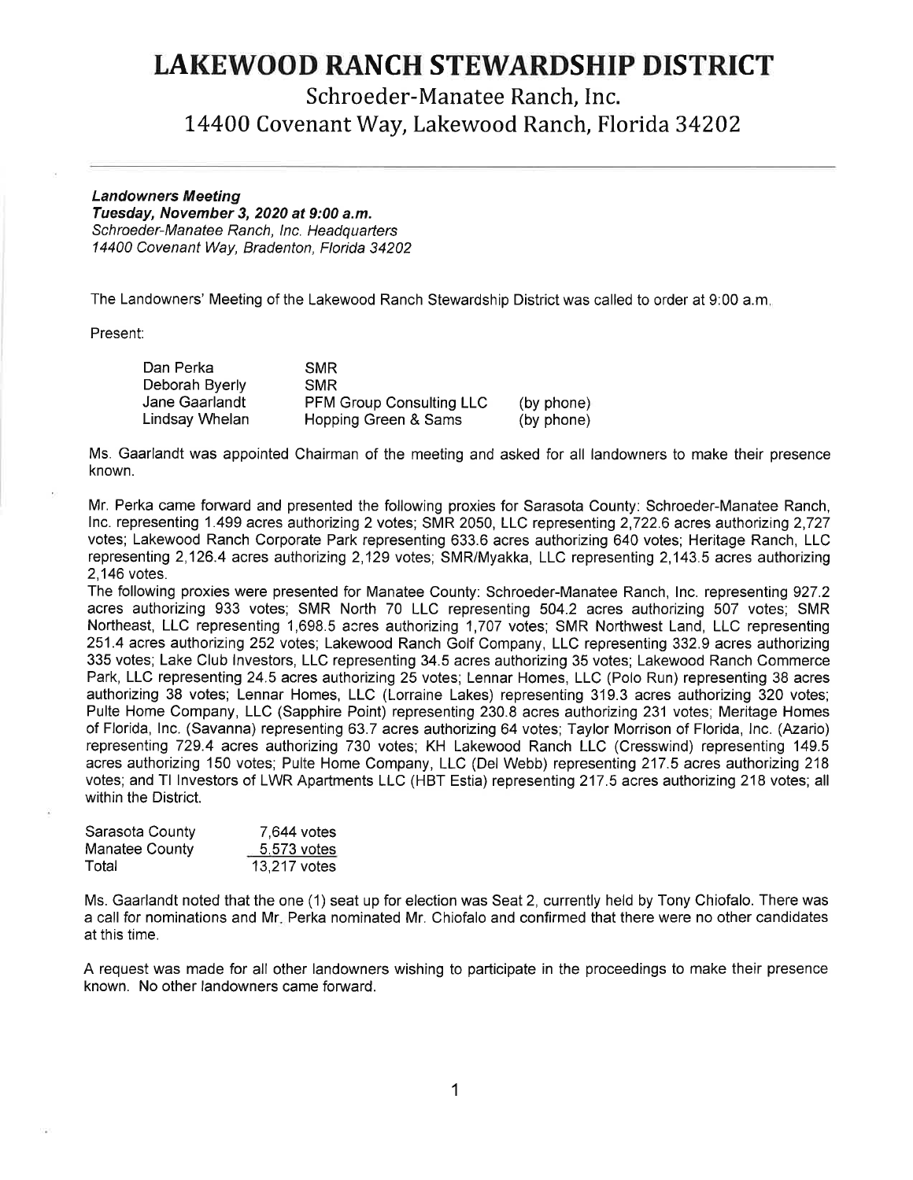# LAKEWOOD RANCH STEWARDSHIP DISTRICT

## Schroeder-Manatee Ranch, Inc.
## 14400 Covenant Way, Lakewood Ranch, Florida 34202

***Landowners Meeting***
***Tuesday, November 3, 2020 at 9:00 a.m.***
*Schroeder-Manatee Ranch, Inc. Headquarters*
*14400 Covenant Way, Bradenton, Florida 34202*

The Landowners' Meeting of the Lakewood Ranch Stewardship District was called to order at 9:00 a.m.

Present:

| | | |
|---|---|---|
| Dan Perka | SMR | |
| Deborah Byerly | SMR | |
| Jane Gaarlandt | PFM Group Consulting LLC | (by phone) |
| Lindsay Whelan | Hopping Green & Sams | (by phone) |

Ms. Gaarlandt was appointed Chairman of the meeting and asked for all landowners to make their presence known.

Mr. Perka came forward and presented the following proxies for Sarasota County: Schroeder-Manatee Ranch, Inc. representing 1.499 acres authorizing 2 votes; SMR 2050, LLC representing 2,722.6 acres authorizing 2,727 votes; Lakewood Ranch Corporate Park representing 633.6 acres authorizing 640 votes; Heritage Ranch, LLC representing 2,126.4 acres authorizing 2,129 votes; SMR/Myakka, LLC representing 2,143.5 acres authorizing 2,146 votes.

The following proxies were presented for Manatee County: Schroeder-Manatee Ranch, Inc. representing 927.2 acres authorizing 933 votes; SMR North 70 LLC representing 504.2 acres authorizing 507 votes; SMR Northeast, LLC representing 1,698.5 acres authorizing 1,707 votes; SMR Northwest Land, LLC representing 251.4 acres authorizing 252 votes; Lakewood Ranch Golf Company, LLC representing 332.9 acres authorizing 335 votes; Lake Club Investors, LLC representing 34.5 acres authorizing 35 votes; Lakewood Ranch Commerce Park, LLC representing 24.5 acres authorizing 25 votes; Lennar Homes, LLC (Polo Run) representing 38 acres authorizing 38 votes; Lennar Homes, LLC (Lorraine Lakes) representing 319.3 acres authorizing 320 votes; Pulte Home Company, LLC (Sapphire Point) representing 230.8 acres authorizing 231 votes; Meritage Homes of Florida, Inc. (Savanna) representing 63.7 acres authorizing 64 votes; Taylor Morrison of Florida, Inc. (Azario) representing 729.4 acres authorizing 730 votes; KH Lakewood Ranch LLC (Cresswind) representing 149.5 acres authorizing 150 votes; Pulte Home Company, LLC (Del Webb) representing 217.5 acres authorizing 218 votes; and TI Investors of LWR Apartments LLC (HBT Estia) representing 217.5 acres authorizing 218 votes; all within the District.

| | |
|---|---|
| Sarasota County | 7,644 votes |
| Manatee County | 5,573 votes |
| Total | 13,217 votes |

Ms. Gaarlandt noted that the one (1) seat up for election was Seat 2, currently held by Tony Chiofalo. There was a call for nominations and Mr. Perka nominated Mr. Chiofalo and confirmed that there were no other candidates at this time.

A request was made for all other landowners wishing to participate in the proceedings to make their presence known. No other landowners came forward.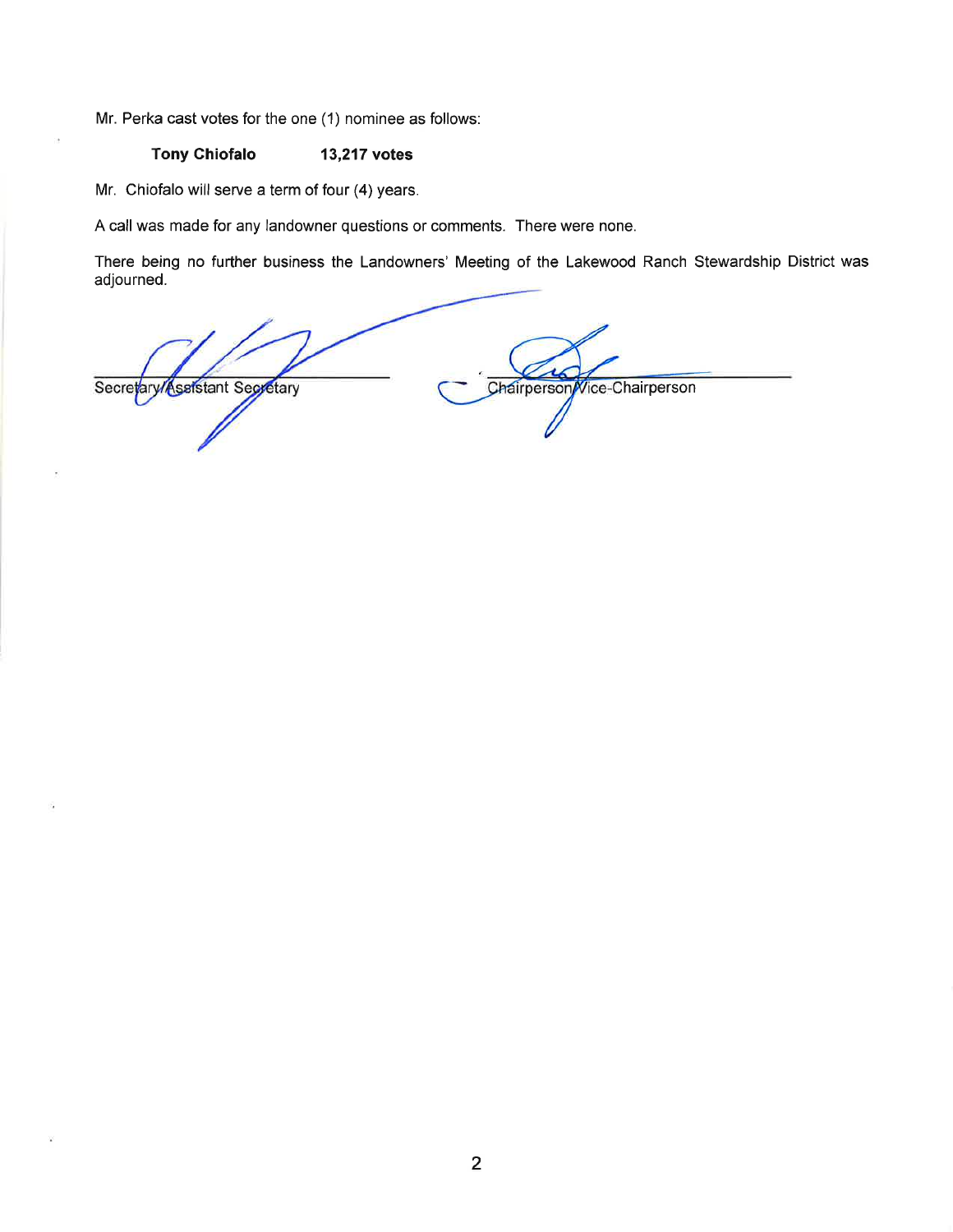Mr. Perka cast votes for the one (1) nominee as follows:

**Tony Chiofalo** **13,217 votes**

Mr. Chiofalo will serve a term of four (4) years.

A call was made for any landowner questions or comments. There were none.

There being no further business the Landowners' Meeting of the Lakewood Ranch Stewardship District was adjourned.

Secretary/Assistant Secretary

Chairperson/Vice-Chairperson